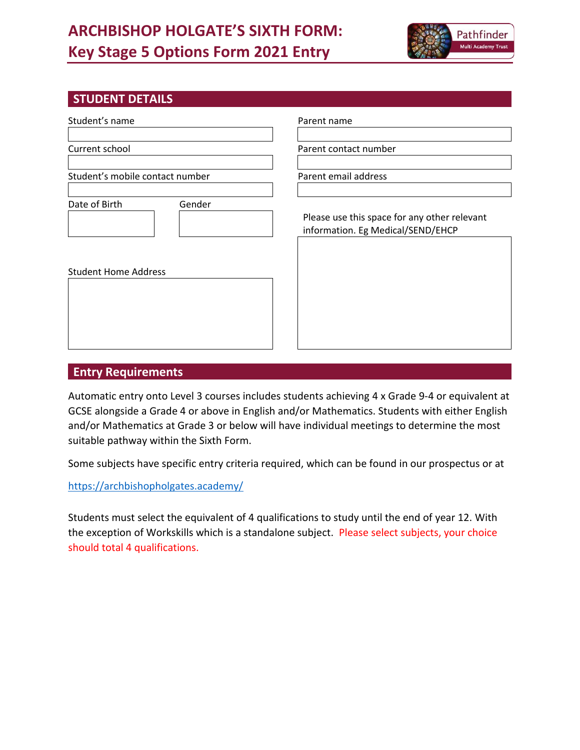# ARCHBISHOP HOLGATE'S SIXTH FORM: Key Stage 5 Options Form 2021 Entry

Pathfinder Multi Academy Trust

## STUDENT DETAILS

Student's name

Current school

Student's mobile contact number

Date of Birth

Gender

Student Home Address

Parent name

Parent contact number

Parent email address

Please use this space for any other relevant information. Eg Medical/SEND/EHCP

## Entry Requirements

Automatic entry onto Level 3 courses includes students achieving 4 x Grade 9-4 or equivalent at GCSE alongside a Grade 4 or above in English and/or Mathematics. Students with either English and/or Mathematics at Grade 3 or below will have individual meetings to determine the most suitable pathway within the Sixth Form.

Some subjects have specific entry criteria required, which can be found in our prospectus or at

https://archbishopholgates.academy/

Students must select the equivalent of 4 qualifications to study until the end of year 12. With the exception of Workskills which is a standalone subject. Please select subjects, your choice should total 4 qualifications.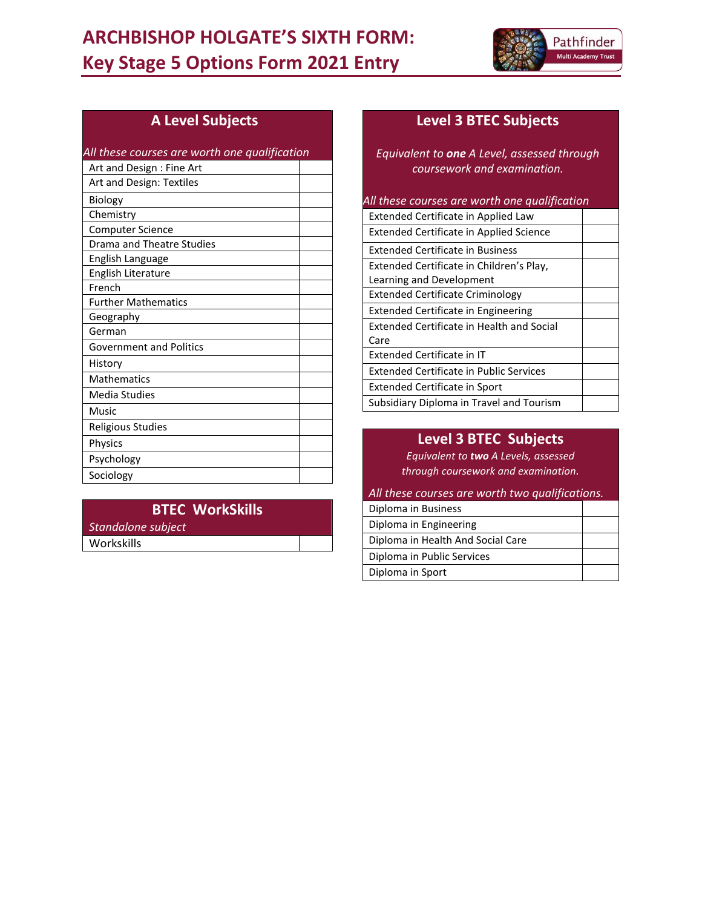# ARCHBISHOP HOLGATE'S SIXTH FORM: Key Stage 5 Options Form 2021 Entry

## A Level Subjects

*All these courses are worth one qualification*

| | |
|---|---|
| Art and Design : Fine Art | |
| Art and Design: Textiles | |
| Biology | |
| Chemistry | |
| Computer Science | |
| Drama and Theatre Studies | |
| English Language | |
| English Literature | |
| French | |
| Further Mathematics | |
| Geography | |
| German | |
| Government and Politics | |
| History | |
| Mathematics | |
| Media Studies | |
| Music | |
| Religious Studies | |
| Physics | |
| Psychology | |
| Sociology | |

## BTEC WorkSkills

*Standalone subject*

| | |
|---|---|
| Workskills | |

## Level 3 BTEC Subjects

*Equivalent to **one** A Level, assessed through coursework and examination.*

*All these courses are worth one qualification*

| | |
|---|---|
| Extended Certificate in Applied Law | |
| Extended Certificate in Applied Science | |
| Extended Certificate in Business | |
| Extended Certificate in Children's Play, Learning and Development | |
| Extended Certificate Criminology | |
| Extended Certificate in Engineering | |
| Extended Certificate in Health and Social Care | |
| Extended Certificate in IT | |
| Extended Certificate in Public Services | |
| Extended Certificate in Sport | |
| Subsidiary Diploma in Travel and Tourism | |

## Level 3 BTEC Subjects

*Equivalent to **two** A Levels, assessed through coursework and examination.*

*All these courses are worth two qualifications.*

| | |
|---|---|
| Diploma in Business | |
| Diploma in Engineering | |
| Diploma in Health And Social Care | |
| Diploma in Public Services | |
| Diploma in Sport | |